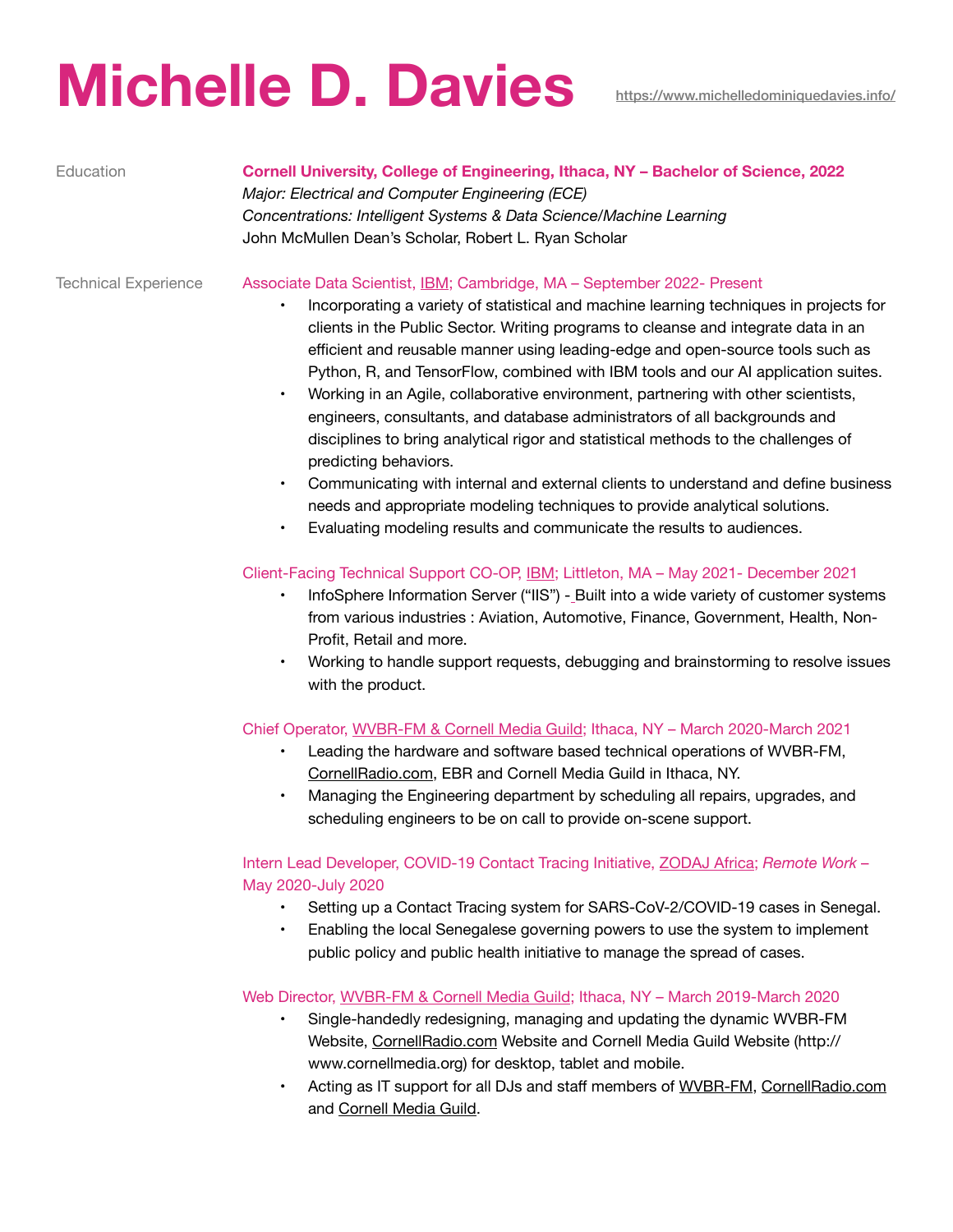# Michelle D. Davies

https://www.michelledominiquedavies.info/

## Education

**Cornell University, College of Engineering, Ithaca, NY – Bachelor of Science, 2022**
*Major: Electrical and Computer Engineering (ECE)*
*Concentrations: Intelligent Systems & Data Science/Machine Learning*
John McMullen Dean's Scholar, Robert L. Ryan Scholar

## Technical Experience

### Associate Data Scientist, IBM; Cambridge, MA – September 2022- Present

- Incorporating a variety of statistical and machine learning techniques in projects for clients in the Public Sector. Writing programs to cleanse and integrate data in an efficient and reusable manner using leading-edge and open-source tools such as Python, R, and TensorFlow, combined with IBM tools and our AI application suites.
- Working in an Agile, collaborative environment, partnering with other scientists, engineers, consultants, and database administrators of all backgrounds and disciplines to bring analytical rigor and statistical methods to the challenges of predicting behaviors.
- Communicating with internal and external clients to understand and define business needs and appropriate modeling techniques to provide analytical solutions.
- Evaluating modeling results and communicate the results to audiences.

### Client-Facing Technical Support CO-OP, IBM; Littleton, MA – May 2021- December 2021

- InfoSphere Information Server ("IIS") - Built into a wide variety of customer systems from various industries : Aviation, Automotive, Finance, Government, Health, Non-Profit, Retail and more.
- Working to handle support requests, debugging and brainstorming to resolve issues with the product.

### Chief Operator, WVBR-FM & Cornell Media Guild; Ithaca, NY – March 2020-March 2021

- Leading the hardware and software based technical operations of WVBR-FM, CornellRadio.com, EBR and Cornell Media Guild in Ithaca, NY.
- Managing the Engineering department by scheduling all repairs, upgrades, and scheduling engineers to be on call to provide on-scene support.

### Intern Lead Developer, COVID-19 Contact Tracing Initiative, ZODAJ Africa; *Remote Work* – May 2020-July 2020

- Setting up a Contact Tracing system for SARS-CoV-2/COVID-19 cases in Senegal.
- Enabling the local Senegalese governing powers to use the system to implement public policy and public health initiative to manage the spread of cases.

### Web Director, WVBR-FM & Cornell Media Guild; Ithaca, NY – March 2019-March 2020

- Single-handedly redesigning, managing and updating the dynamic WVBR-FM Website, CornellRadio.com Website and Cornell Media Guild Website (http://www.cornellmedia.org) for desktop, tablet and mobile.
- Acting as IT support for all DJs and staff members of WVBR-FM, CornellRadio.com and Cornell Media Guild.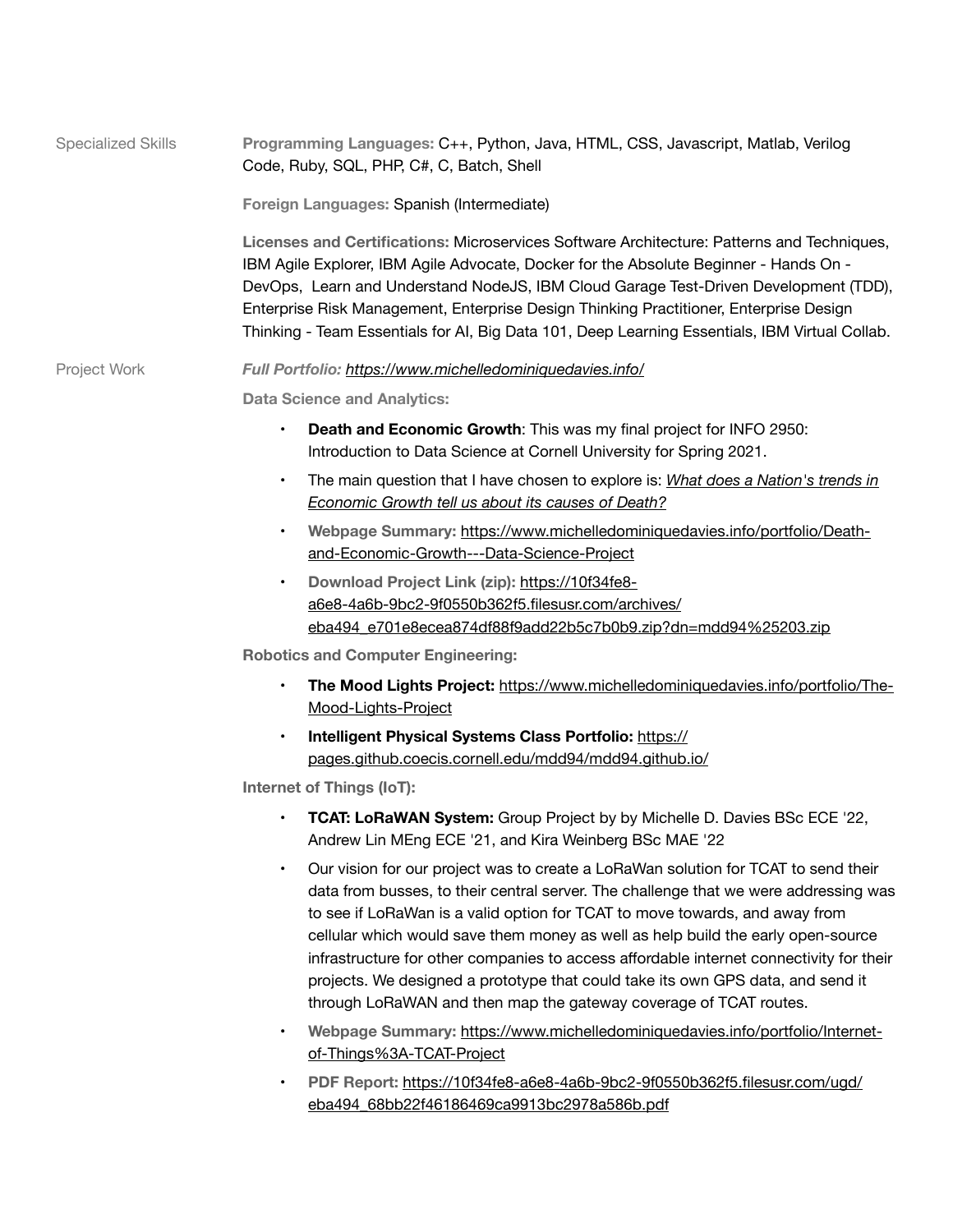## Specialized Skills

**Programming Languages:** C++, Python, Java, HTML, CSS, Javascript, Matlab, Verilog Code, Ruby, SQL, PHP, C#, C, Batch, Shell

**Foreign Languages:** Spanish (Intermediate)

**Licenses and Certifications:** Microservices Software Architecture: Patterns and Techniques, IBM Agile Explorer, IBM Agile Advocate, Docker for the Absolute Beginner - Hands On - DevOps, Learn and Understand NodeJS, IBM Cloud Garage Test-Driven Development (TDD), Enterprise Risk Management, Enterprise Design Thinking Practitioner, Enterprise Design Thinking - Team Essentials for AI, Big Data 101, Deep Learning Essentials, IBM Virtual Collab.

## Project Work

***Full Portfolio:*** *https://www.michelledominiquedavies.info/*

**Data Science and Analytics:**

- **Death and Economic Growth**: This was my final project for INFO 2950: Introduction to Data Science at Cornell University for Spring 2021.
- The main question that I have chosen to explore is: *What does a Nation's trends in Economic Growth tell us about its causes of Death?*
- **Webpage Summary:** https://www.michelledominiquedavies.info/portfolio/Death-and-Economic-Growth---Data-Science-Project
- **Download Project Link (zip):** https://10f34fe8-a6e8-4a6b-9bc2-9f0550b362f5.filesusr.com/archives/eba494_e701e8ecea874df88f9add22b5c7b0b9.zip?dn=mdd94%25203.zip

**Robotics and Computer Engineering:**

- **The Mood Lights Project:** https://www.michelledominiquedavies.info/portfolio/The-Mood-Lights-Project
- **Intelligent Physical Systems Class Portfolio:** https://pages.github.coecis.cornell.edu/mdd94/mdd94.github.io/

**Internet of Things (IoT):**

- **TCAT: LoRaWAN System:** Group Project by by Michelle D. Davies BSc ECE '22, Andrew Lin MEng ECE '21, and Kira Weinberg BSc MAE '22
- Our vision for our project was to create a LoRaWan solution for TCAT to send their data from busses, to their central server. The challenge that we were addressing was to see if LoRaWan is a valid option for TCAT to move towards, and away from cellular which would save them money as well as help build the early open-source infrastructure for other companies to access affordable internet connectivity for their projects. We designed a prototype that could take its own GPS data, and send it through LoRaWAN and then map the gateway coverage of TCAT routes.
- **Webpage Summary:** https://www.michelledominiquedavies.info/portfolio/Internet-of-Things%3A-TCAT-Project
- **PDF Report:** https://10f34fe8-a6e8-4a6b-9bc2-9f0550b362f5.filesusr.com/ugd/eba494_68bb22f46186469ca9913bc2978a586b.pdf